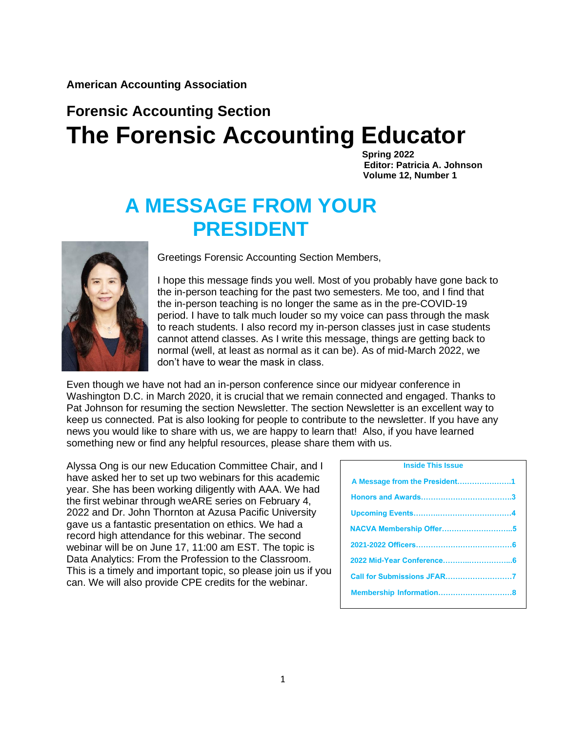**American Accounting Association**

## Forensic Accounting Section

# The Forensic Accounting Educator

**Spring 2022**
**Editor: Patricia A. Johnson**
**Volume 12, Number 1**

# A MESSAGE FROM YOUR PRESIDENT

Greetings Forensic Accounting Section Members,

I hope this message finds you well. Most of you probably have gone back to the in-person teaching for the past two semesters. Me too, and I find that the in-person teaching is no longer the same as in the pre-COVID-19 period. I have to talk much louder so my voice can pass through the mask to reach students. I also record my in-person classes just in case students cannot attend classes. As I write this message, things are getting back to normal (well, at least as normal as it can be). As of mid-March 2022, we don't have to wear the mask in class.

Even though we have not had an in-person conference since our midyear conference in Washington D.C. in March 2020, it is crucial that we remain connected and engaged. Thanks to Pat Johnson for resuming the section Newsletter. The section Newsletter is an excellent way to keep us connected. Pat is also looking for people to contribute to the newsletter. If you have any news you would like to share with us, we are happy to learn that! Also, if you have learned something new or find any helpful resources, please share them with us.

Alyssa Ong is our new Education Committee Chair, and I have asked her to set up two webinars for this academic year. She has been working diligently with AAA. We had the first webinar through weARE series on February 4, 2022 and Dr. John Thornton at Azusa Pacific University gave us a fantastic presentation on ethics. We had a record high attendance for this webinar. The second webinar will be on June 17, 11:00 am EST. The topic is Data Analytics: From the Profession to the Classroom. This is a timely and important topic, so please join us if you can. We will also provide CPE credits for the webinar.

**Inside This Issue**

- A Message from the President......................1
- Honors and Awards....................................3
- Upcoming Events........................................4
- NACVA Membership Offer............................5
- 2021-2022 Officers......................................6
- 2022 Mid-Year Conference...........................6
- Call for Submissions JFAR...........................7
- Membership Information.............................8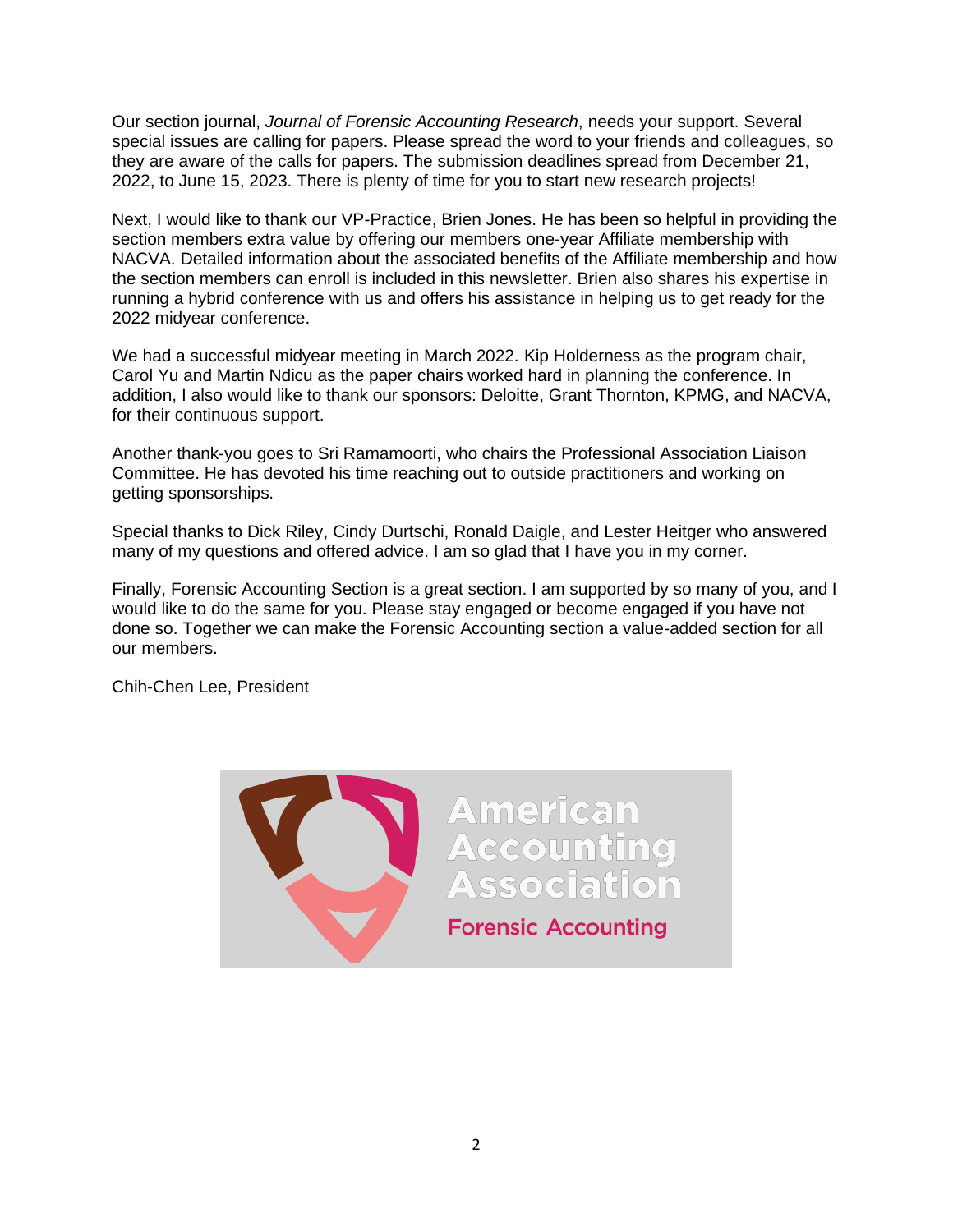Our section journal, *Journal of Forensic Accounting Research*, needs your support. Several special issues are calling for papers. Please spread the word to your friends and colleagues, so they are aware of the calls for papers. The submission deadlines spread from December 21, 2022, to June 15, 2023. There is plenty of time for you to start new research projects!

Next, I would like to thank our VP-Practice, Brien Jones. He has been so helpful in providing the section members extra value by offering our members one-year Affiliate membership with NACVA. Detailed information about the associated benefits of the Affiliate membership and how the section members can enroll is included in this newsletter. Brien also shares his expertise in running a hybrid conference with us and offers his assistance in helping us to get ready for the 2022 midyear conference.

We had a successful midyear meeting in March 2022. Kip Holderness as the program chair, Carol Yu and Martin Ndicu as the paper chairs worked hard in planning the conference. In addition, I also would like to thank our sponsors: Deloitte, Grant Thornton, KPMG, and NACVA, for their continuous support.

Another thank-you goes to Sri Ramamoorti, who chairs the Professional Association Liaison Committee. He has devoted his time reaching out to outside practitioners and working on getting sponsorships.

Special thanks to Dick Riley, Cindy Durtschi, Ronald Daigle, and Lester Heitger who answered many of my questions and offered advice. I am so glad that I have you in my corner.

Finally, Forensic Accounting Section is a great section. I am supported by so many of you, and I would like to do the same for you. Please stay engaged or become engaged if you have not done so. Together we can make the Forensic Accounting section a value-added section for all our members.

Chih-Chen Lee, President

American Accounting Association

Forensic Accounting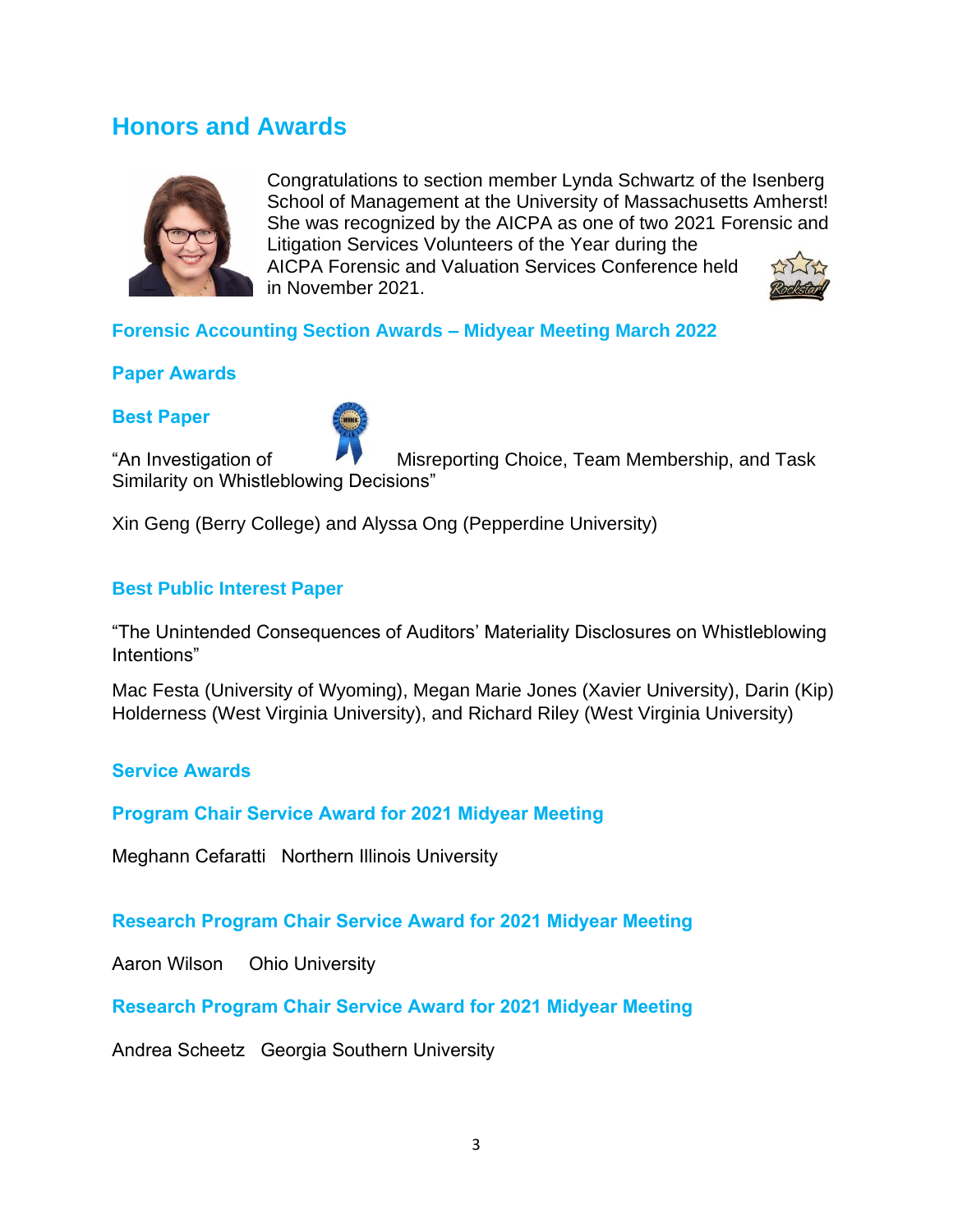# Honors and Awards

Congratulations to section member Lynda Schwartz of the Isenberg School of Management at the University of Massachusetts Amherst! She was recognized by the AICPA as one of two 2021 Forensic and Litigation Services Volunteers of the Year during the AICPA Forensic and Valuation Services Conference held in November 2021.

## Forensic Accounting Section Awards – Midyear Meeting March 2022

### Paper Awards

#### Best Paper

"An Investigation of Misreporting Choice, Team Membership, and Task Similarity on Whistleblowing Decisions"

Xin Geng (Berry College) and Alyssa Ong (Pepperdine University)

#### Best Public Interest Paper

"The Unintended Consequences of Auditors' Materiality Disclosures on Whistleblowing Intentions"

Mac Festa (University of Wyoming), Megan Marie Jones (Xavier University), Darin (Kip) Holderness (West Virginia University), and Richard Riley (West Virginia University)

### Service Awards

#### Program Chair Service Award for 2021 Midyear Meeting

Meghann Cefaratti   Northern Illinois University

#### Research Program Chair Service Award for 2021 Midyear Meeting

Aaron Wilson   Ohio University

#### Research Program Chair Service Award for 2021 Midyear Meeting

Andrea Scheetz   Georgia Southern University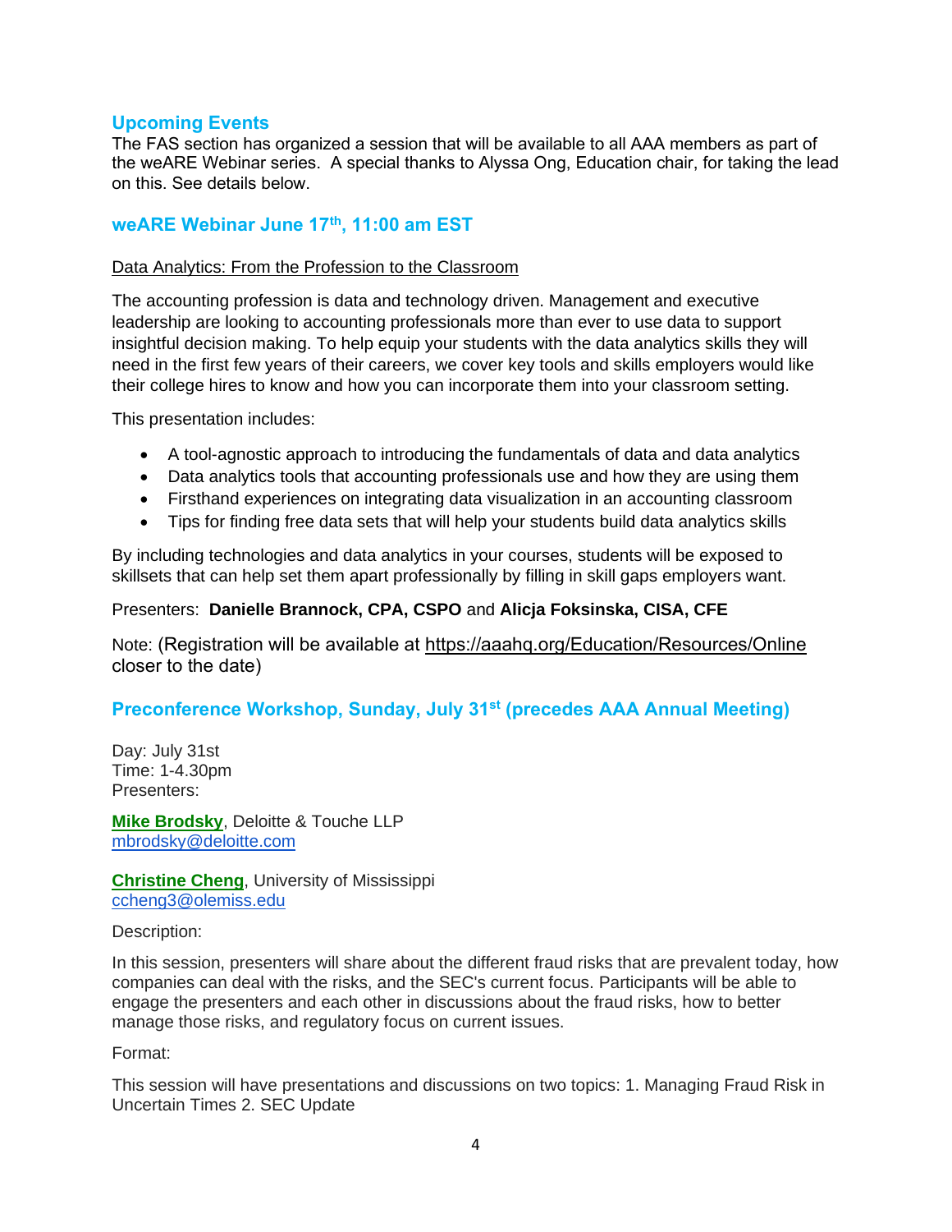## Upcoming Events

The FAS section has organized a session that will be available to all AAA members as part of the weARE Webinar series. A special thanks to Alyssa Ong, Education chair, for taking the lead on this. See details below.

## weARE Webinar June 17th, 11:00 am EST

Data Analytics: From the Profession to the Classroom

The accounting profession is data and technology driven. Management and executive leadership are looking to accounting professionals more than ever to use data to support insightful decision making. To help equip your students with the data analytics skills they will need in the first few years of their careers, we cover key tools and skills employers would like their college hires to know and how you can incorporate them into your classroom setting.

This presentation includes:

- A tool-agnostic approach to introducing the fundamentals of data and data analytics
- Data analytics tools that accounting professionals use and how they are using them
- Firsthand experiences on integrating data visualization in an accounting classroom
- Tips for finding free data sets that will help your students build data analytics skills

By including technologies and data analytics in your courses, students will be exposed to skillsets that can help set them apart professionally by filling in skill gaps employers want.

Presenters: **Danielle Brannock, CPA, CSPO** and **Alicja Foksinska, CISA, CFE**

Note: (Registration will be available at https://aaahq.org/Education/Resources/Online closer to the date)

## Preconference Workshop, Sunday, July 31st (precedes AAA Annual Meeting)

Day: July 31st
Time: 1-4.30pm
Presenters:

**Mike Brodsky**, Deloitte & Touche LLP
mbrodsky@deloitte.com

**Christine Cheng**, University of Mississippi
ccheng3@olemiss.edu

Description:

In this session, presenters will share about the different fraud risks that are prevalent today, how companies can deal with the risks, and the SEC's current focus. Participants will be able to engage the presenters and each other in discussions about the fraud risks, how to better manage those risks, and regulatory focus on current issues.

Format:

This session will have presentations and discussions on two topics: 1. Managing Fraud Risk in Uncertain Times 2. SEC Update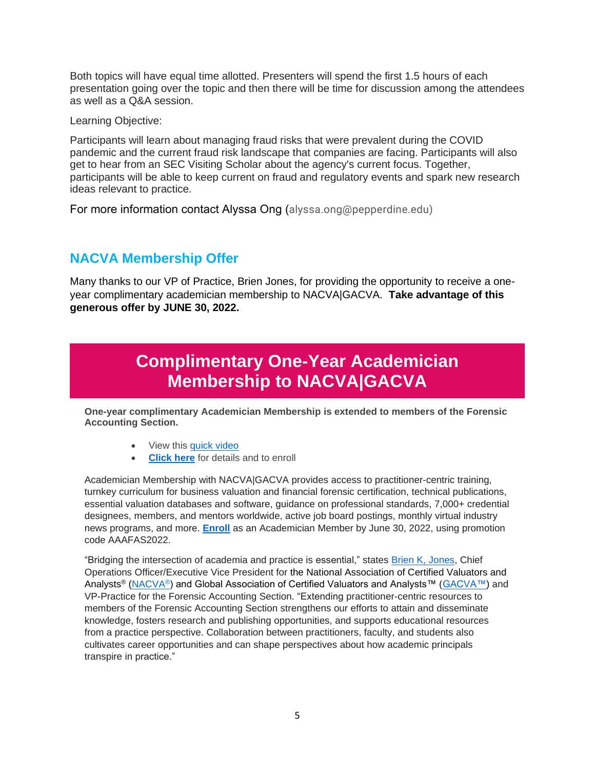Both topics will have equal time allotted. Presenters will spend the first 1.5 hours of each presentation going over the topic and then there will be time for discussion among the attendees as well as a Q&A session.

Learning Objective:

Participants will learn about managing fraud risks that were prevalent during the COVID pandemic and the current fraud risk landscape that companies are facing. Participants will also get to hear from an SEC Visiting Scholar about the agency's current focus. Together, participants will be able to keep current on fraud and regulatory events and spark new research ideas relevant to practice.

For more information contact Alyssa Ong (alyssa.ong@pepperdine.edu)

## NACVA Membership Offer

Many thanks to our VP of Practice, Brien Jones, for providing the opportunity to receive a one-year complimentary academician membership to NACVA|GACVA. **Take advantage of this generous offer by JUNE 30, 2022.**

## Complimentary One-Year Academician Membership to NACVA|GACVA

**One-year complimentary Academician Membership is extended to members of the Forensic Accounting Section.**

- View this quick video
- **Click here** for details and to enroll

Academician Membership with NACVA|GACVA provides access to practitioner-centric training, turnkey curriculum for business valuation and financial forensic certification, technical publications, essential valuation databases and software, guidance on professional standards, 7,000+ credential designees, members, and mentors worldwide, active job board postings, monthly virtual industry news programs, and more. **Enroll** as an Academician Member by June 30, 2022, using promotion code AAAFAS2022.

"Bridging the intersection of academia and practice is essential," states Brien K, Jones, Chief Operations Officer/Executive Vice President for the National Association of Certified Valuators and Analysts® (NACVA®) and Global Association of Certified Valuators and Analysts™ (GACVA™) and VP-Practice for the Forensic Accounting Section. "Extending practitioner-centric resources to members of the Forensic Accounting Section strengthens our efforts to attain and disseminate knowledge, fosters research and publishing opportunities, and supports educational resources from a practice perspective. Collaboration between practitioners, faculty, and students also cultivates career opportunities and can shape perspectives about how academic principals transpire in practice."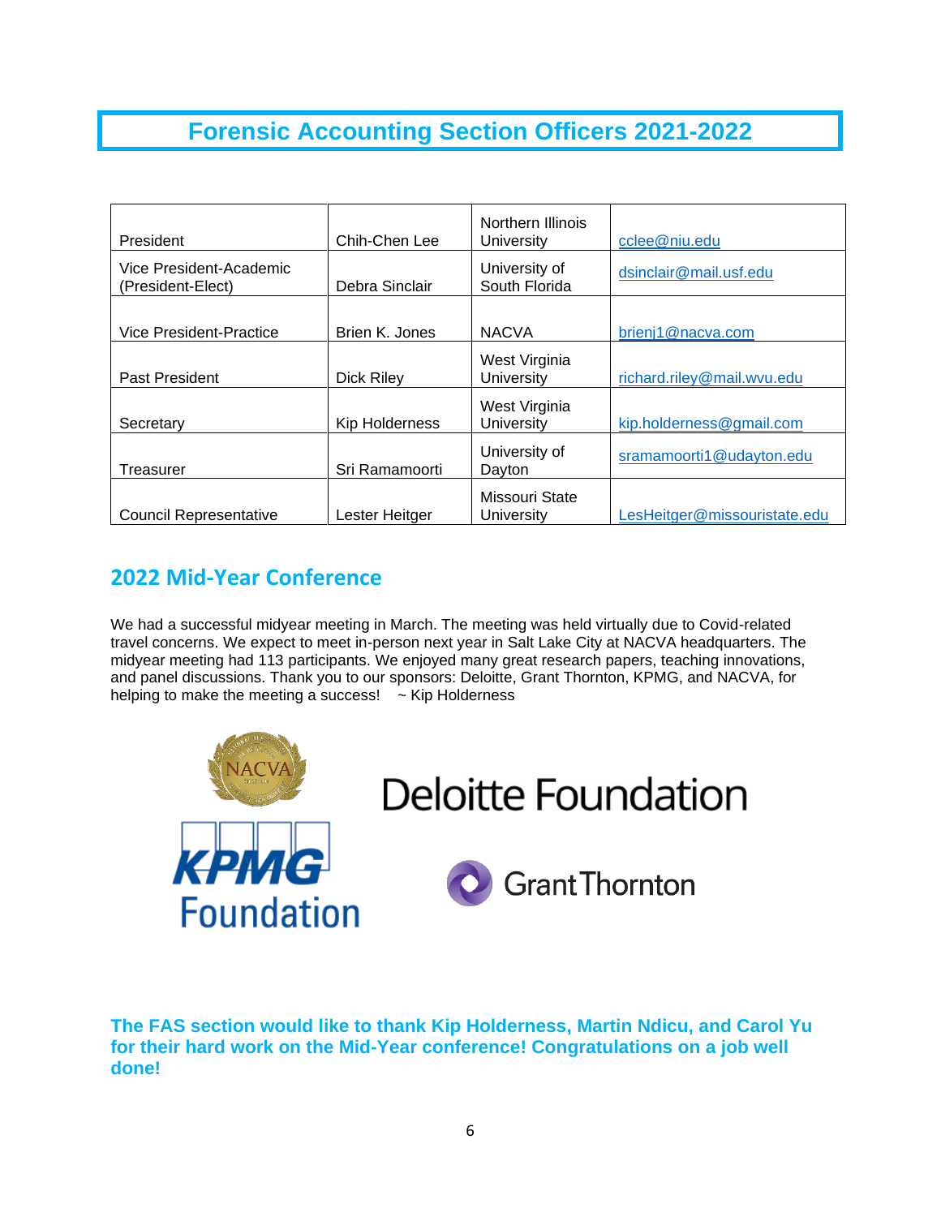# Forensic Accounting Section Officers 2021-2022

| | | | |
|---|---|---|---|
| President | Chih-Chen Lee | Northern Illinois University | cclee@niu.edu |
| Vice President-Academic (President-Elect) | Debra Sinclair | University of South Florida | dsinclair@mail.usf.edu |
| Vice President-Practice | Brien K. Jones | NACVA | brienj1@nacva.com |
| Past President | Dick Riley | West Virginia University | richard.riley@mail.wvu.edu |
| Secretary | Kip Holderness | West Virginia University | kip.holderness@gmail.com |
| Treasurer | Sri Ramamoorti | University of Dayton | sramamoorti1@udayton.edu |
| Council Representative | Lester Heitger | Missouri State University | LesHeitger@missouristate.edu |

## 2022 Mid-Year Conference

We had a successful midyear meeting in March. The meeting was held virtually due to Covid-related travel concerns. We expect to meet in-person next year in Salt Lake City at NACVA headquarters. The midyear meeting had 113 participants. We enjoyed many great research papers, teaching innovations, and panel discussions. Thank you to our sponsors: Deloitte, Grant Thornton, KPMG, and NACVA, for helping to make the meeting a success! ~ Kip Holderness

NACVA

Deloitte Foundation

KPMG Foundation

Grant Thornton

**The FAS section would like to thank Kip Holderness, Martin Ndicu, and Carol Yu for their hard work on the Mid-Year conference! Congratulations on a job well done!**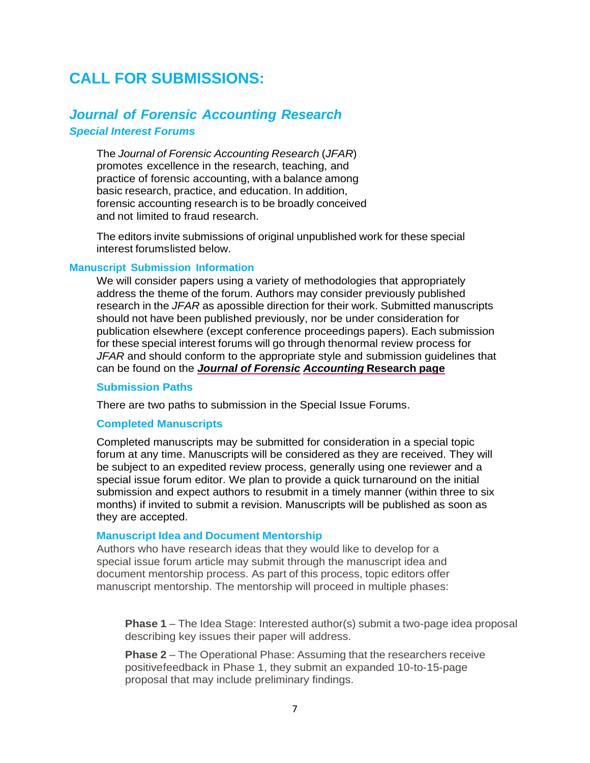# CALL FOR SUBMISSIONS:

## *Journal of Forensic Accounting Research*

### *Special Interest Forums*

The *Journal of Forensic Accounting Research* (*JFAR*) promotes excellence in the research, teaching, and practice of forensic accounting, with a balance among basic research, practice, and education. In addition, forensic accounting research is to be broadly conceived and not limited to fraud research.

The editors invite submissions of original unpublished work for these special interest forumslisted below.

### Manuscript Submission Information

We will consider papers using a variety of methodologies that appropriately address the theme of the forum. Authors may consider previously published research in the *JFAR* as apossible direction for their work. Submitted manuscripts should not have been published previously, nor be under consideration for publication elsewhere (except conference proceedings papers). Each submission for these special interest forums will go through thenormal review process for *JFAR* and should conform to the appropriate style and submission guidelines that can be found on the ***Journal of Forensic Accounting* Research page**

#### Submission Paths

There are two paths to submission in the Special Issue Forums.

#### Completed Manuscripts

Completed manuscripts may be submitted for consideration in a special topic forum at any time. Manuscripts will be considered as they are received. They will be subject to an expedited review process, generally using one reviewer and a special issue forum editor. We plan to provide a quick turnaround on the initial submission and expect authors to resubmit in a timely manner (within three to six months) if invited to submit a revision. Manuscripts will be published as soon as they are accepted.

#### Manuscript Idea and Document Mentorship

Authors who have research ideas that they would like to develop for a special issue forum article may submit through the manuscript idea and document mentorship process. As part of this process, topic editors offer manuscript mentorship. The mentorship will proceed in multiple phases:

**Phase 1** – The Idea Stage: Interested author(s) submit a two-page idea proposal describing key issues their paper will address.

**Phase 2** – The Operational Phase: Assuming that the researchers receive positivefeedback in Phase 1, they submit an expanded 10-to-15-page proposal that may include preliminary findings.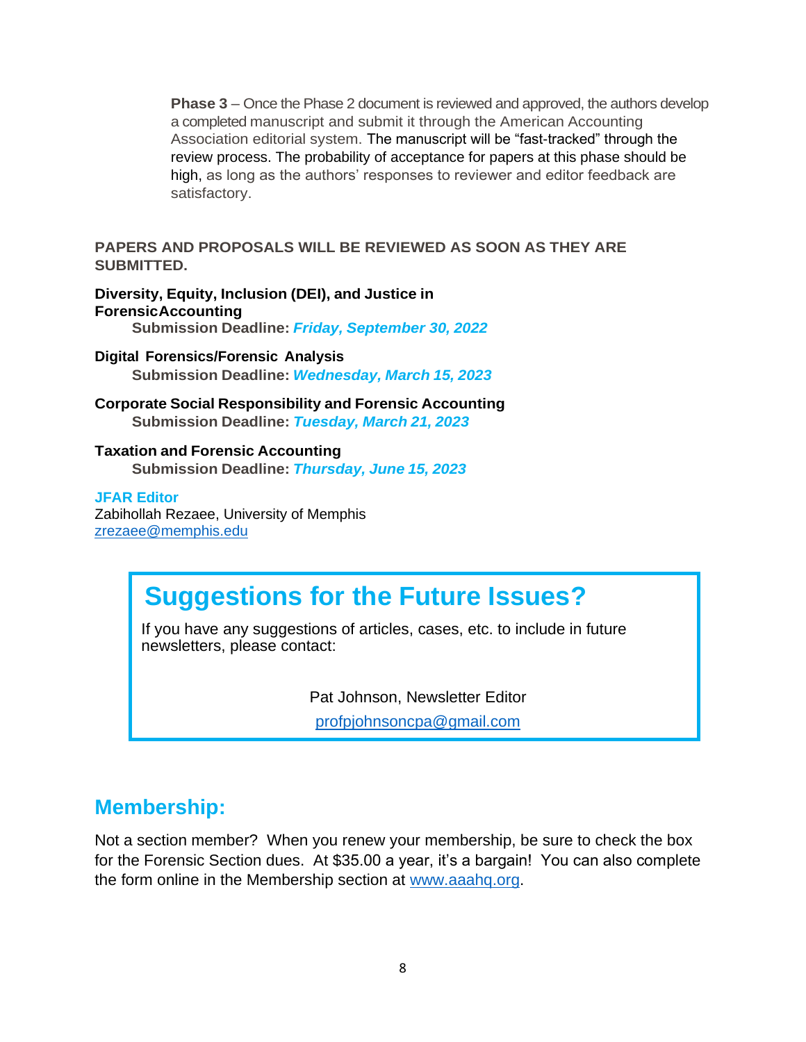**Phase 3** – Once the Phase 2 document is reviewed and approved, the authors develop a completed manuscript and submit it through the American Accounting Association editorial system. The manuscript will be "fast-tracked" through the review process. The probability of acceptance for papers at this phase should be high, as long as the authors' responses to reviewer and editor feedback are satisfactory.

**PAPERS AND PROPOSALS WILL BE REVIEWED AS SOON AS THEY ARE SUBMITTED.**

**Diversity, Equity, Inclusion (DEI), and Justice in ForensicAccounting**
**Submission Deadline:** ***Friday, September 30, 2022***

**Digital Forensics/Forensic Analysis**
**Submission Deadline:** ***Wednesday, March 15, 2023***

**Corporate Social Responsibility and Forensic Accounting**
**Submission Deadline:** ***Tuesday, March 21, 2023***

**Taxation and Forensic Accounting**
**Submission Deadline:** ***Thursday, June 15, 2023***

**JFAR Editor**
Zabihollah Rezaee, University of Memphis
zrezaee@memphis.edu

## Suggestions for the Future Issues?

If you have any suggestions of articles, cases, etc. to include in future newsletters, please contact:

Pat Johnson, Newsletter Editor
profpjohnsoncpa@gmail.com

## Membership:

Not a section member? When you renew your membership, be sure to check the box for the Forensic Section dues. At $35.00 a year, it's a bargain! You can also complete the form online in the Membership section at www.aaahq.org.